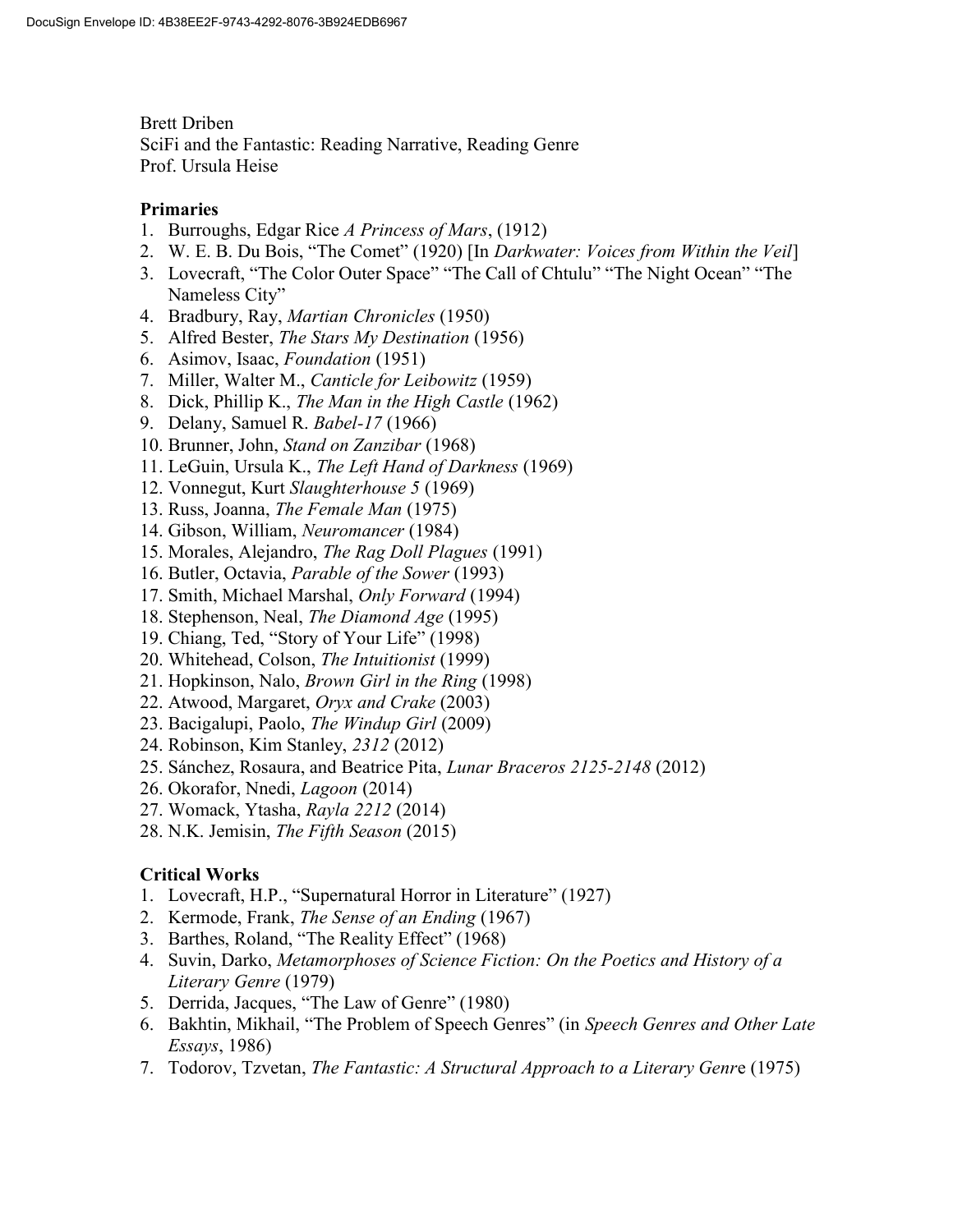Brett Driben
SciFi and the Fantastic: Reading Narrative, Reading Genre
Prof. Ursula Heise

**Primaries**

1. Burroughs, Edgar Rice *A Princess of Mars*, (1912)
2. W. E. B. Du Bois, "The Comet" (1920) [In *Darkwater: Voices from Within the Veil*]
3. Lovecraft, "The Color Outer Space" "The Call of Chtulu" "The Night Ocean" "The Nameless City"
4. Bradbury, Ray, *Martian Chronicles* (1950)
5. Alfred Bester, *The Stars My Destination* (1956)
6. Asimov, Isaac, *Foundation* (1951)
7. Miller, Walter M., *Canticle for Leibowitz* (1959)
8. Dick, Phillip K., *The Man in the High Castle* (1962)
9. Delany, Samuel R. *Babel-17* (1966)
10. Brunner, John, *Stand on Zanzibar* (1968)
11. LeGuin, Ursula K., *The Left Hand of Darkness* (1969)
12. Vonnegut, Kurt *Slaughterhouse 5* (1969)
13. Russ, Joanna, *The Female Man* (1975)
14. Gibson, William, *Neuromancer* (1984)
15. Morales, Alejandro, *The Rag Doll Plagues* (1991)
16. Butler, Octavia, *Parable of the Sower* (1993)
17. Smith, Michael Marshal, *Only Forward* (1994)
18. Stephenson, Neal, *The Diamond Age* (1995)
19. Chiang, Ted, "Story of Your Life" (1998)
20. Whitehead, Colson, *The Intuitionist* (1999)
21. Hopkinson, Nalo, *Brown Girl in the Ring* (1998)
22. Atwood, Margaret, *Oryx and Crake* (2003)
23. Bacigalupi, Paolo, *The Windup Girl* (2009)
24. Robinson, Kim Stanley, *2312* (2012)
25. Sánchez, Rosaura, and Beatrice Pita, *Lunar Braceros 2125-2148* (2012)
26. Okorafor, Nnedi, *Lagoon* (2014)
27. Womack, Ytasha, *Rayla 2212* (2014)
28. N.K. Jemisin, *The Fifth Season* (2015)

**Critical Works**

1. Lovecraft, H.P., "Supernatural Horror in Literature" (1927)
2. Kermode, Frank, *The Sense of an Ending* (1967)
3. Barthes, Roland, "The Reality Effect" (1968)
4. Suvin, Darko, *Metamorphoses of Science Fiction: On the Poetics and History of a Literary Genre* (1979)
5. Derrida, Jacques, "The Law of Genre" (1980)
6. Bakhtin, Mikhail, "The Problem of Speech Genres" (in *Speech Genres and Other Late Essays*, 1986)
7. Todorov, Tzvetan, *The Fantastic: A Structural Approach to a Literary Genre* (1975)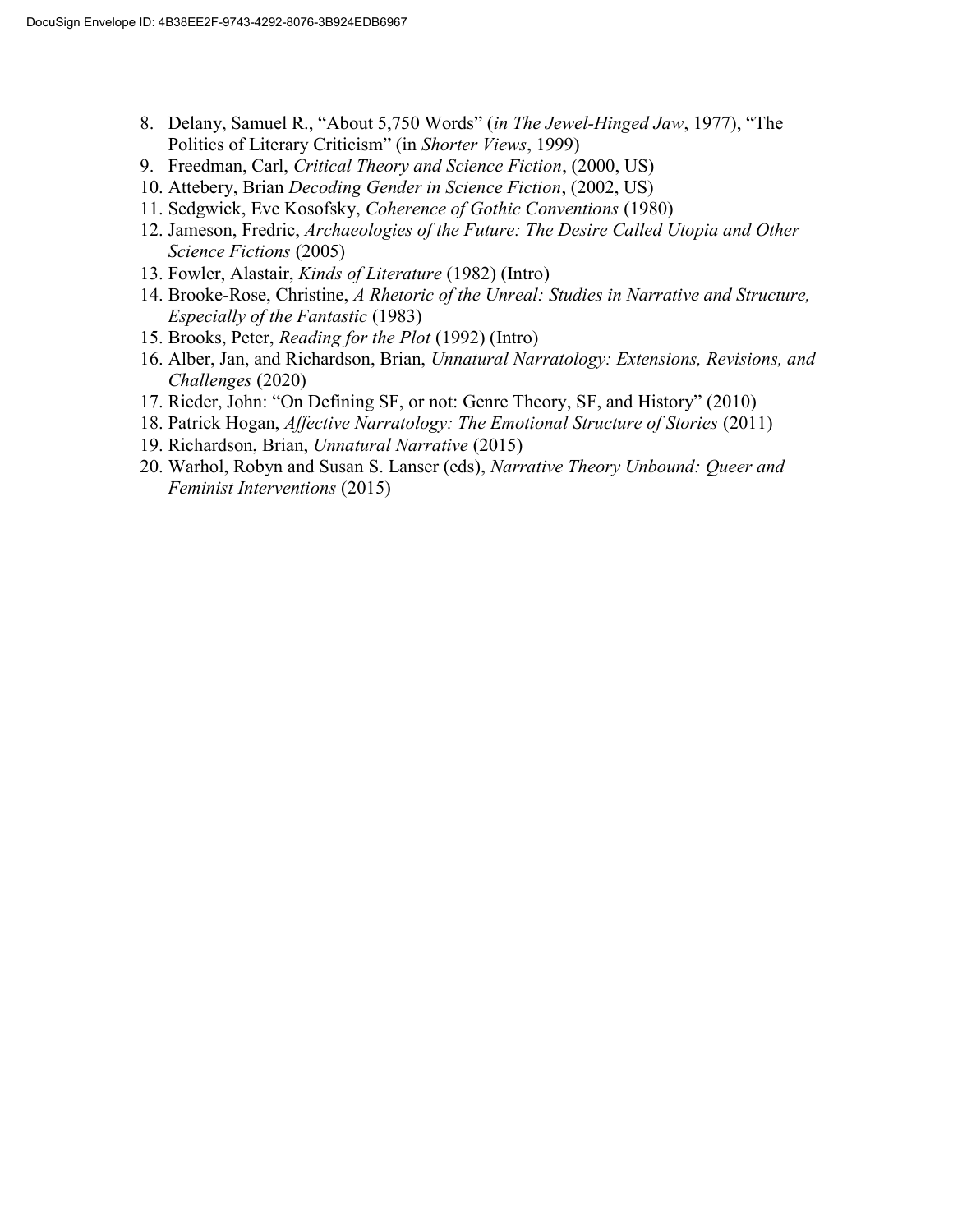8. Delany, Samuel R., "About 5,750 Words" (*in The Jewel-Hinged Jaw*, 1977), "The Politics of Literary Criticism" (in *Shorter Views*, 1999)
9. Freedman, Carl, *Critical Theory and Science Fiction*, (2000, US)
10. Attebery, Brian *Decoding Gender in Science Fiction*, (2002, US)
11. Sedgwick, Eve Kosofsky, *Coherence of Gothic Conventions* (1980)
12. Jameson, Fredric, *Archaeologies of the Future: The Desire Called Utopia and Other Science Fictions* (2005)
13. Fowler, Alastair, *Kinds of Literature* (1982) (Intro)
14. Brooke-Rose, Christine, *A Rhetoric of the Unreal: Studies in Narrative and Structure, Especially of the Fantastic* (1983)
15. Brooks, Peter, *Reading for the Plot* (1992) (Intro)
16. Alber, Jan, and Richardson, Brian, *Unnatural Narratology: Extensions, Revisions, and Challenges* (2020)
17. Rieder, John: "On Defining SF, or not: Genre Theory, SF, and History" (2010)
18. Patrick Hogan, *Affective Narratology: The Emotional Structure of Stories* (2011)
19. Richardson, Brian, *Unnatural Narrative* (2015)
20. Warhol, Robyn and Susan S. Lanser (eds), *Narrative Theory Unbound: Queer and Feminist Interventions* (2015)